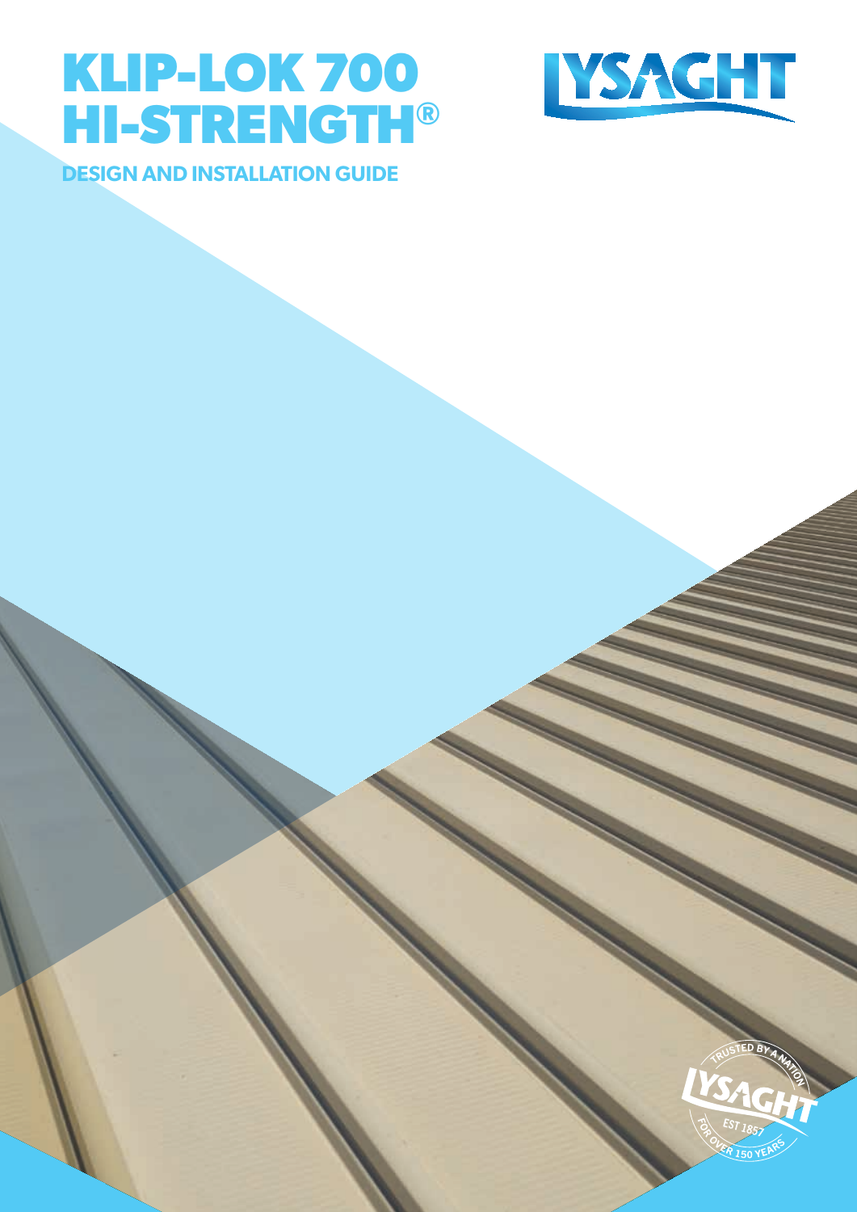# KLIP-LOK 700 HI-STRENGTH®

## DESIGN AND INSTALLATION GUIDE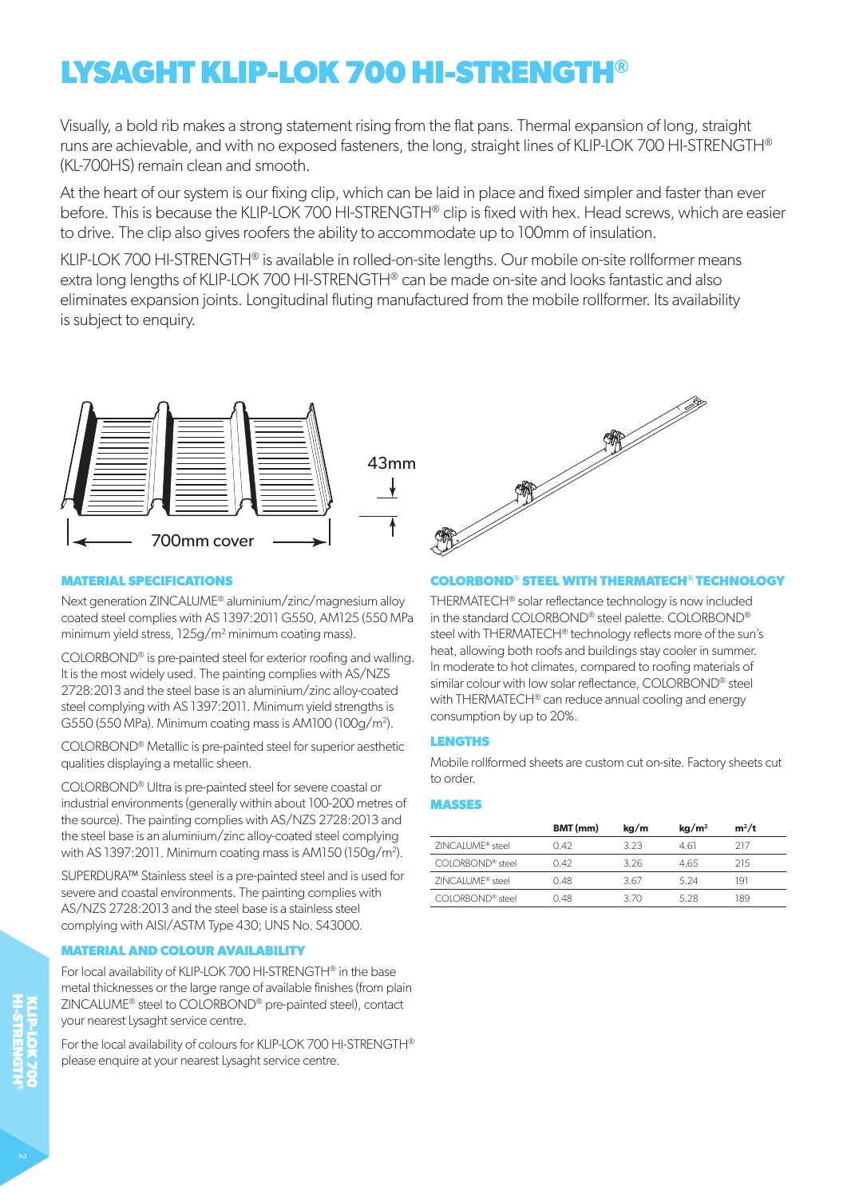# LYSAGHT KLIP-LOK 700 HI-STRENGTH®

Visually, a bold rib makes a strong statement rising from the flat pans. Thermal expansion of long, straight runs are achievable, and with no exposed fasteners, the long, straight lines of KLIP-LOK 700 HI-STRENGTH® (KL-700HS) remain clean and smooth.

At the heart of our system is our fixing clip, which can be laid in place and fixed simpler and faster than ever before. This is because the KLIP-LOK 700 HI-STRENGTH® clip is fixed with hex. Head screws, which are easier to drive. The clip also gives roofers the ability to accommodate up to 100mm of insulation.

KLIP-LOK 700 HI-STRENGTH® is available in rolled-on-site lengths. Our mobile on-site rollformer means extra long lengths of KLIP-LOK 700 HI-STRENGTH® can be made on-site and looks fantastic and also eliminates expansion joints. Longitudinal fluting manufactured from the mobile rollformer. Its availability is subject to enquiry.

43mm

700mm cover

## MATERIAL SPECIFICATIONS

Next generation ZINCALUME® aluminium/zinc/magnesium alloy coated steel complies with AS 1397:2011 G550, AM125 (550 MPa minimum yield stress, 125g/m² minimum coating mass).

COLORBOND® is pre-painted steel for exterior roofing and walling. It is the most widely used. The painting complies with AS/NZS 2728:2013 and the steel base is an aluminium/zinc alloy-coated steel complying with AS 1397:2011. Minimum yield strengths is G550 (550 MPa). Minimum coating mass is AM100 (100g/m²).

COLORBOND® Metallic is pre-painted steel for superior aesthetic qualities displaying a metallic sheen.

COLORBOND® Ultra is pre-painted steel for severe coastal or industrial environments (generally within about 100-200 metres of the source). The painting complies with AS/NZS 2728:2013 and the steel base is an aluminium/zinc alloy-coated steel complying with AS 1397:2011. Minimum coating mass is AM150 (150g/m²).

SUPERDURA™ Stainless steel is a pre-painted steel and is used for severe and coastal environments. The painting complies with AS/NZS 2728:2013 and the steel base is a stainless steel complying with AISI/ASTM Type 430; UNS No. S43000.

## MATERIAL AND COLOUR AVAILABILITY

For local availability of KLIP-LOK 700 HI-STRENGTH® in the base metal thicknesses or the large range of available finishes (from plain ZINCALUME® steel to COLORBOND® pre-painted steel), contact your nearest Lysaght service centre.

For the local availability of colours for KLIP-LOK 700 HI-STRENGTH® please enquire at your nearest Lysaght service centre.

## COLORBOND® STEEL WITH THERMATECH® TECHNOLOGY

THERMATECH® solar reflectance technology is now included in the standard COLORBOND® steel palette. COLORBOND® steel with THERMATECH® technology reflects more of the sun's heat, allowing both roofs and buildings stay cooler in summer. In moderate to hot climates, compared to roofing materials of similar colour with low solar reflectance, COLORBOND® steel with THERMATECH® can reduce annual cooling and energy consumption by up to 20%.

## LENGTHS

Mobile rollformed sheets are custom cut on-site. Factory sheets cut to order.

## MASSES

| | BMT (mm) | kg/m | kg/m² | m²/t |
|---|---|---|---|---|
| ZINCALUME® steel | 0.42 | 3.23 | 4.61 | 217 |
| COLORBOND® steel | 0.42 | 3.26 | 4.65 | 215 |
| ZINCALUME® steel | 0.48 | 3.67 | 5.24 | 191 |
| COLORBOND® steel | 0.48 | 3.70 | 5.28 | 189 |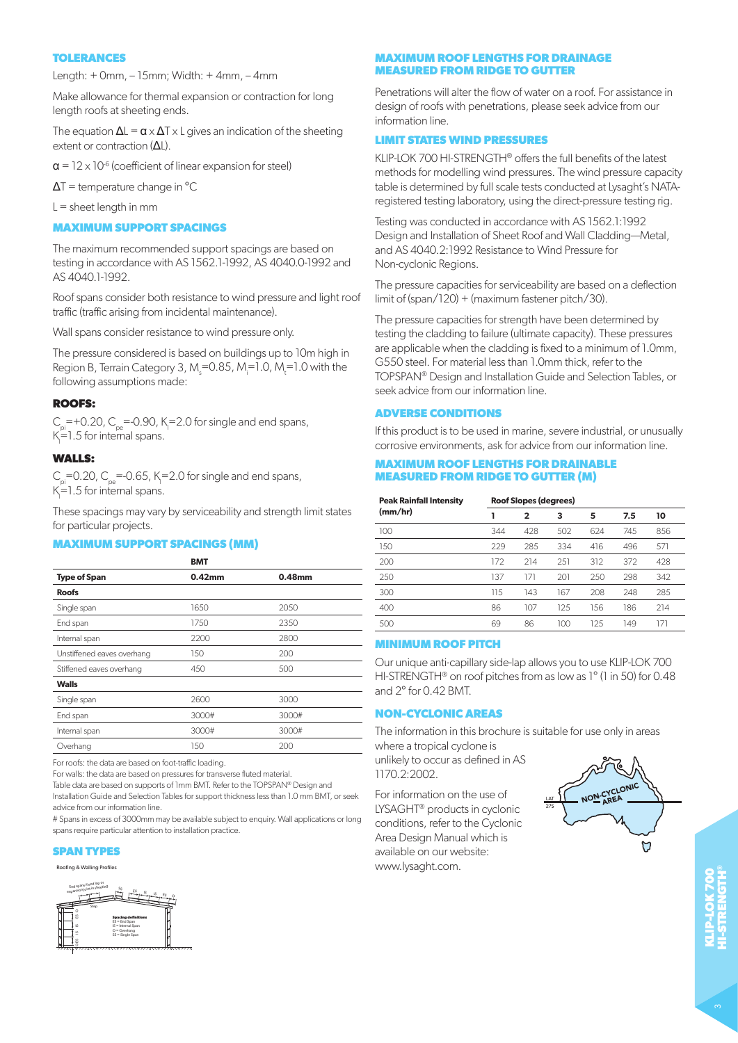## TOLERANCES

Length: + 0mm, – 15mm; Width: + 4mm, – 4mm

Make allowance for thermal expansion or contraction for long length roofs at sheeting ends.

The equation $\Delta L = \alpha \times \Delta T \times L$ gives an indication of the sheeting extent or contraction ($\Delta L$).

$\alpha = 12 \times 10^{-6}$ (coefficient of linear expansion for steel)

$\Delta T$ = temperature change in °C

L = sheet length in mm

## MAXIMUM SUPPORT SPACINGS

The maximum recommended support spacings are based on testing in accordance with AS 1562.1-1992, AS 4040.0-1992 and AS 4040.1-1992.

Roof spans consider both resistance to wind pressure and light roof traffic (traffic arising from incidental maintenance).

Wall spans consider resistance to wind pressure only.

The pressure considered is based on buildings up to 10m high in Region B, Terrain Category 3, $M_s$=0.85, $M_i$=1.0, $M_t$=1.0 with the following assumptions made:

### ROOFS:

$C_{pi}$=+0.20, $C_{pe}$=-0.90, $K_l$=2.0 for single and end spans, $K_l$=1.5 for internal spans.

### WALLS:

$C_{pi}$=0.20, $C_{pe}$=-0.65, $K_l$=2.0 for single and end spans, $K_l$=1.5 for internal spans.

These spacings may vary by serviceability and strength limit states for particular projects.

## MAXIMUM SUPPORT SPACINGS (MM)

| | BMT | |
|---|---|---|
| **Type of Span** | **0.42mm** | **0.48mm** |
| **Roofs** | | |
| Single span | 1650 | 2050 |
| End span | 1750 | 2350 |
| Internal span | 2200 | 2800 |
| Unstiffened eaves overhang | 150 | 200 |
| Stiffened eaves overhang | 450 | 500 |
| **Walls** | | |
| Single span | 2600 | 3000 |
| End span | 3000# | 3000# |
| Internal span | 3000# | 3000# |
| Overhang | 150 | 200 |

For roofs: the data are based on foot-traffic loading.

For walls: the data are based on pressures for transverse fluted material.

Table data are based on supports of 1mm BMT. Refer to the TOPSPAN® Design and Installation Guide and Selection Tables for support thickness less than 1.0 mm BMT, or seek advice from our information line.

\# Spans in excess of 3000mm may be available subject to enquiry. Wall applications or long spans require particular attention to installation practice.

## SPAN TYPES

Roofing & Walling Profiles

Spacing definitions
ES = End Span
IS = Internal Span
O = Overhang
SS = Single Span

## MAXIMUM ROOF LENGTHS FOR DRAINAGE MEASURED FROM RIDGE TO GUTTER

Penetrations will alter the flow of water on a roof. For assistance in design of roofs with penetrations, please seek advice from our information line.

## LIMIT STATES WIND PRESSURES

KLIP-LOK 700 HI-STRENGTH® offers the full benefits of the latest methods for modelling wind pressures. The wind pressure capacity table is determined by full scale tests conducted at Lysaght's NATA-registered testing laboratory, using the direct-pressure testing rig.

Testing was conducted in accordance with AS 1562.1:1992 Design and Installation of Sheet Roof and Wall Cladding—Metal, and AS 4040.2:1992 Resistance to Wind Pressure for Non-cyclonic Regions.

The pressure capacities for serviceability are based on a deflection limit of (span/120) + (maximum fastener pitch/30).

The pressure capacities for strength have been determined by testing the cladding to failure (ultimate capacity). These pressures are applicable when the cladding is fixed to a minimum of 1.0mm, G550 steel. For material less than 1.0mm thick, refer to the TOPSPAN® Design and Installation Guide and Selection Tables, or seek advice from our information line.

## ADVERSE CONDITIONS

If this product is to be used in marine, severe industrial, or unusually corrosive environments, ask for advice from our information line.

## MAXIMUM ROOF LENGTHS FOR DRAINABLE MEASURED FROM RIDGE TO GUTTER (M)

| Peak Rainfall Intensity (mm/hr) | Roof Slopes (degrees) | | | | | |
|---|---|---|---|---|---|---|
| | **1** | **2** | **3** | **5** | **7.5** | **10** |
| 100 | 344 | 428 | 502 | 624 | 745 | 856 |
| 150 | 229 | 285 | 334 | 416 | 496 | 571 |
| 200 | 172 | 214 | 251 | 312 | 372 | 428 |
| 250 | 137 | 171 | 201 | 250 | 298 | 342 |
| 300 | 115 | 143 | 167 | 208 | 248 | 285 |
| 400 | 86 | 107 | 125 | 156 | 186 | 214 |
| 500 | 69 | 86 | 100 | 125 | 149 | 171 |

## MINIMUM ROOF PITCH

Our unique anti-capillary side-lap allows you to use KLIP-LOK 700 HI-STRENGTH® on roof pitches from as low as 1° (1 in 50) for 0.48 and 2° for 0.42 BMT.

## NON-CYCLONIC AREAS

The information in this brochure is suitable for use only in areas where a tropical cyclone is unlikely to occur as defined in AS 1170.2:2002.

For information on the use of LYSAGHT® products in cyclonic conditions, refer to the Cyclonic Area Design Manual which is available on our website: www.lysaght.com.

LAT 27S — NON-CYCLONIC AREA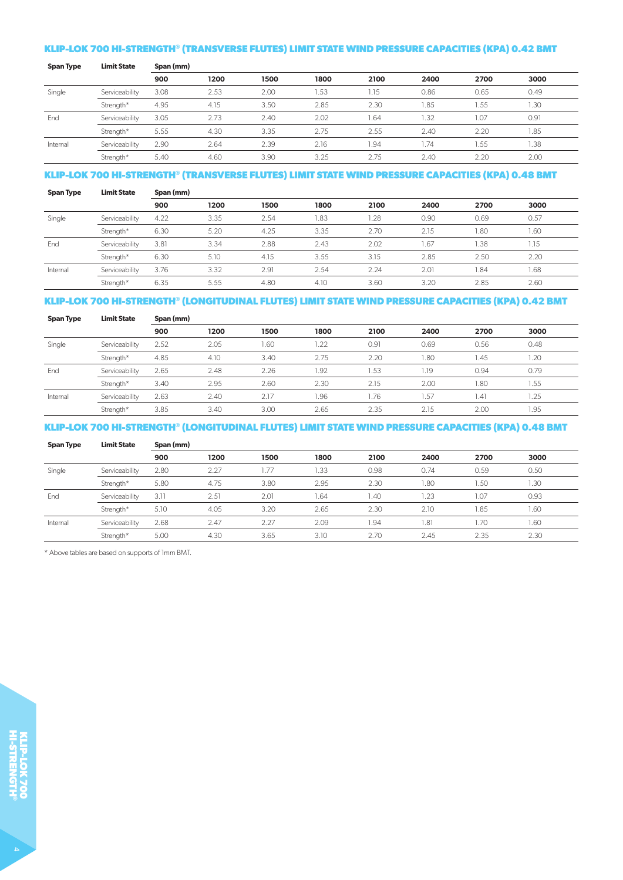### KLIP-LOK 700 HI-STRENGTH® (TRANSVERSE FLUTES) LIMIT STATE WIND PRESSURE CAPACITIES (KPA) 0.42 BMT

| Span Type | Limit State | Span (mm) | | | | | | | |
|---|---|---|---|---|---|---|---|---|---|
| | | 900 | 1200 | 1500 | 1800 | 2100 | 2400 | 2700 | 3000 |
| Single | Serviceability | 3.08 | 2.53 | 2.00 | 1.53 | 1.15 | 0.86 | 0.65 | 0.49 |
| | Strength* | 4.95 | 4.15 | 3.50 | 2.85 | 2.30 | 1.85 | 1.55 | 1.30 |
| End | Serviceability | 3.05 | 2.73 | 2.40 | 2.02 | 1.64 | 1.32 | 1.07 | 0.91 |
| | Strength* | 5.55 | 4.30 | 3.35 | 2.75 | 2.55 | 2.40 | 2.20 | 1.85 |
| Internal | Serviceability | 2.90 | 2.64 | 2.39 | 2.16 | 1.94 | 1.74 | 1.55 | 1.38 |
| | Strength* | 5.40 | 4.60 | 3.90 | 3.25 | 2.75 | 2.40 | 2.20 | 2.00 |

### KLIP-LOK 700 HI-STRENGTH® (TRANSVERSE FLUTES) LIMIT STATE WIND PRESSURE CAPACITIES (KPA) 0.48 BMT

| Span Type | Limit State | Span (mm) | | | | | | | |
|---|---|---|---|---|---|---|---|---|---|
| | | 900 | 1200 | 1500 | 1800 | 2100 | 2400 | 2700 | 3000 |
| Single | Serviceability | 4.22 | 3.35 | 2.54 | 1.83 | 1.28 | 0.90 | 0.69 | 0.57 |
| | Strength* | 6.30 | 5.20 | 4.25 | 3.35 | 2.70 | 2.15 | 1.80 | 1.60 |
| End | Serviceability | 3.81 | 3.34 | 2.88 | 2.43 | 2.02 | 1.67 | 1.38 | 1.15 |
| | Strength* | 6.30 | 5.10 | 4.15 | 3.55 | 3.15 | 2.85 | 2.50 | 2.20 |
| Internal | Serviceability | 3.76 | 3.32 | 2.91 | 2.54 | 2.24 | 2.01 | 1.84 | 1.68 |
| | Strength* | 6.35 | 5.55 | 4.80 | 4.10 | 3.60 | 3.20 | 2.85 | 2.60 |

### KLIP-LOK 700 HI-STRENGTH® (LONGITUDINAL FLUTES) LIMIT STATE WIND PRESSURE CAPACITIES (KPA) 0.42 BMT

| Span Type | Limit State | Span (mm) | | | | | | | |
|---|---|---|---|---|---|---|---|---|---|
| | | 900 | 1200 | 1500 | 1800 | 2100 | 2400 | 2700 | 3000 |
| Single | Serviceability | 2.52 | 2.05 | 1.60 | 1.22 | 0.91 | 0.69 | 0.56 | 0.48 |
| | Strength* | 4.85 | 4.10 | 3.40 | 2.75 | 2.20 | 1.80 | 1.45 | 1.20 |
| End | Serviceability | 2.65 | 2.48 | 2.26 | 1.92 | 1.53 | 1.19 | 0.94 | 0.79 |
| | Strength* | 3.40 | 2.95 | 2.60 | 2.30 | 2.15 | 2.00 | 1.80 | 1.55 |
| Internal | Serviceability | 2.63 | 2.40 | 2.17 | 1.96 | 1.76 | 1.57 | 1.41 | 1.25 |
| | Strength* | 3.85 | 3.40 | 3.00 | 2.65 | 2.35 | 2.15 | 2.00 | 1.95 |

### KLIP-LOK 700 HI-STRENGTH® (LONGITUDINAL FLUTES) LIMIT STATE WIND PRESSURE CAPACITIES (KPA) 0.48 BMT

| Span Type | Limit State | Span (mm) | | | | | | | |
|---|---|---|---|---|---|---|---|---|---|
| | | 900 | 1200 | 1500 | 1800 | 2100 | 2400 | 2700 | 3000 |
| Single | Serviceability | 2.80 | 2.27 | 1.77 | 1.33 | 0.98 | 0.74 | 0.59 | 0.50 |
| | Strength* | 5.80 | 4.75 | 3.80 | 2.95 | 2.30 | 1.80 | 1.50 | 1.30 |
| End | Serviceability | 3.11 | 2.51 | 2.01 | 1.64 | 1.40 | 1.23 | 1.07 | 0.93 |
| | Strength* | 5.10 | 4.05 | 3.20 | 2.65 | 2.30 | 2.10 | 1.85 | 1.60 |
| Internal | Serviceability | 2.68 | 2.47 | 2.27 | 2.09 | 1.94 | 1.81 | 1.70 | 1.60 |
| | Strength* | 5.00 | 4.30 | 3.65 | 3.10 | 2.70 | 2.45 | 2.35 | 2.30 |

* Above tables are based on supports of 1mm BMT.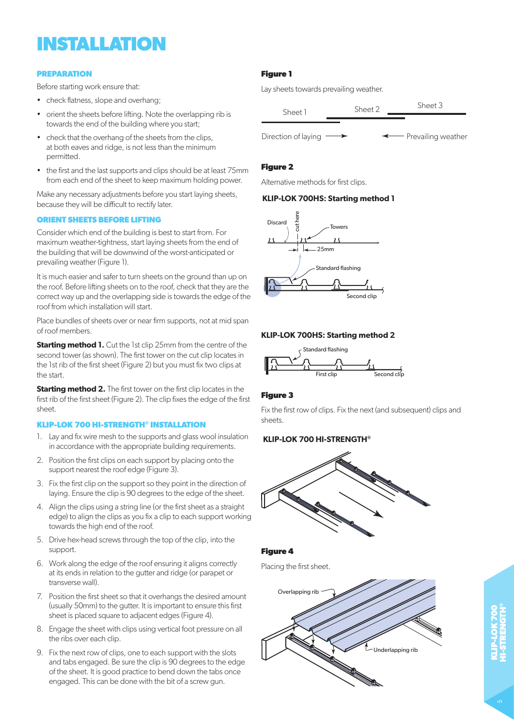# INSTALLATION

### PREPARATION

Before starting work ensure that:

- check flatness, slope and overhang;
- orient the sheets before lifting. Note the overlapping rib is towards the end of the building where you start;
- check that the overhang of the sheets from the clips, at both eaves and ridge, is not less than the minimum permitted.
- the first and the last supports and clips should be at least 75mm from each end of the sheet to keep maximum holding power.

Make any necessary adjustments before you start laying sheets, because they will be difficult to rectify later.

### ORIENT SHEETS BEFORE LIFTING

Consider which end of the building is best to start from. For maximum weather-tightness, start laying sheets from the end of the building that will be downwind of the worst-anticipated or prevailing weather (Figure 1).

It is much easier and safer to turn sheets on the ground than up on the roof. Before lifting sheets on to the roof, check that they are the correct way up and the overlapping side is towards the edge of the roof from which installation will start.

Place bundles of sheets over or near firm supports, not at mid span of roof members.

**Starting method 1.** Cut the 1st clip 25mm from the centre of the second tower (as shown). The first tower on the cut clip locates in the 1st rib of the first sheet (Figure 2) but you must fix two clips at the start.

**Starting method 2.** The first tower on the first clip locates in the first rib of the first sheet (Figure 2). The clip fixes the edge of the first sheet.

### KLIP-LOK 700 HI-STRENGTH® INSTALLATION

1. Lay and fix wire mesh to the supports and glass wool insulation in accordance with the appropriate building requirements.
2. Position the first clips on each support by placing onto the support nearest the roof edge (Figure 3).
3. Fix the first clip on the support so they point in the direction of laying. Ensure the clip is 90 degrees to the edge of the sheet.
4. Align the clips using a string line (or the first sheet as a straight edge) to align the clips as you fix a clip to each support working towards the high end of the roof.
5. Drive hex-head screws through the top of the clip, into the support.
6. Work along the edge of the roof ensuring it aligns correctly at its ends in relation to the gutter and ridge (or parapet or transverse wall).
7. Position the first sheet so that it overhangs the desired amount (usually 50mm) to the gutter. It is important to ensure this first sheet is placed square to adjacent edges (Figure 4).
8. Engage the sheet with clips using vertical foot pressure on all the ribs over each clip.
9. Fix the next row of clips, one to each support with the slots and tabs engaged. Be sure the clip is 90 degrees to the edge of the sheet. It is good practice to bend down the tabs once engaged. This can be done with the bit of a screw gun.

**Figure 1**

Lay sheets towards prevailing weather.

Sheet 1 — Sheet 2 — Sheet 3

Direction of laying → ← Prevailing weather

**Figure 2**

Alternative methods for first clips.

**KLIP-LOK 700HS: Starting method 1**

Discard — cut here — Towers — 25mm — Standard flashing — Second clip

**KLIP-LOK 700HS: Starting method 2**

Standard flashing — First clip — Second clip

**Figure 3**

Fix the first row of clips. Fix the next (and subsequent) clips and sheets.

**KLIP-LOK 700 HI-STRENGTH®**

**Figure 4**

Placing the first sheet.

Overlapping rib — Underlapping rib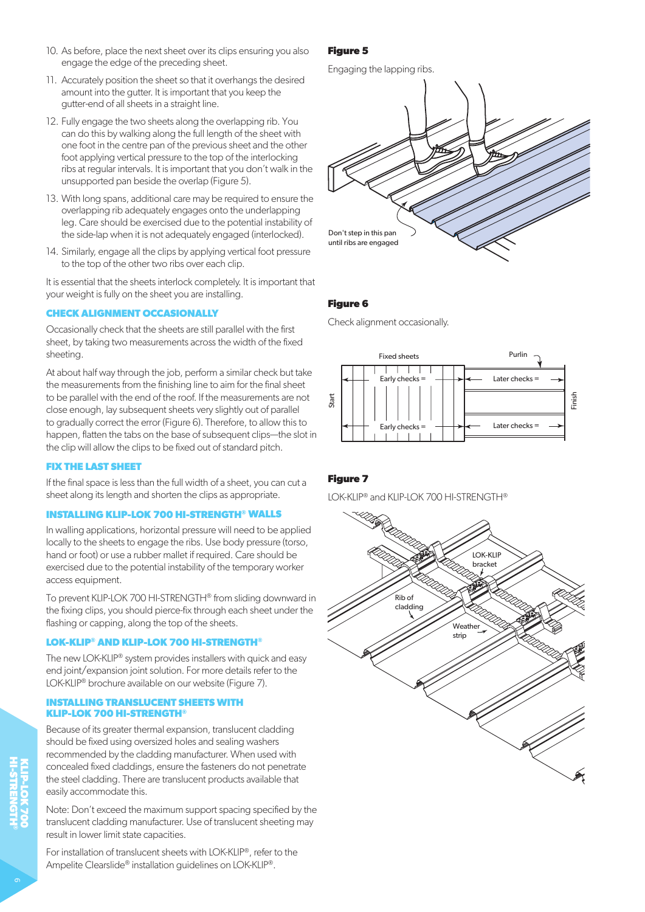10. As before, place the next sheet over its clips ensuring you also engage the edge of the preceding sheet.
11. Accurately position the sheet so that it overhangs the desired amount into the gutter. It is important that you keep the gutter-end of all sheets in a straight line.
12. Fully engage the two sheets along the overlapping rib. You can do this by walking along the full length of the sheet with one foot in the centre pan of the previous sheet and the other foot applying vertical pressure to the top of the interlocking ribs at regular intervals. It is important that you don't walk in the unsupported pan beside the overlap (Figure 5).
13. With long spans, additional care may be required to ensure the overlapping rib adequately engages onto the underlapping leg. Care should be exercised due to the potential instability of the side-lap when it is not adequately engaged (interlocked).
14. Similarly, engage all the clips by applying vertical foot pressure to the top of the other two ribs over each clip.

It is essential that the sheets interlock completely. It is important that your weight is fully on the sheet you are installing.

### CHECK ALIGNMENT OCCASIONALLY

Occasionally check that the sheets are still parallel with the first sheet, by taking two measurements across the width of the fixed sheeting.

At about half way through the job, perform a similar check but take the measurements from the finishing line to aim for the final sheet to be parallel with the end of the roof. If the measurements are not close enough, lay subsequent sheets very slightly out of parallel to gradually correct the error (Figure 6). Therefore, to allow this to happen, flatten the tabs on the base of subsequent clips—the slot in the clip will allow the clips to be fixed out of standard pitch.

### FIX THE LAST SHEET

If the final space is less than the full width of a sheet, you can cut a sheet along its length and shorten the clips as appropriate.

### INSTALLING KLIP-LOK 700 HI-STRENGTH® WALLS

In walling applications, horizontal pressure will need to be applied locally to the sheets to engage the ribs. Use body pressure (torso, hand or foot) or use a rubber mallet if required. Care should be exercised due to the potential instability of the temporary worker access equipment.

To prevent KLIP-LOK 700 HI-STRENGTH® from sliding downward in the fixing clips, you should pierce-fix through each sheet under the flashing or capping, along the top of the sheets.

### LOK-KLIP® AND KLIP-LOK 700 HI-STRENGTH®

The new LOK-KLIP® system provides installers with quick and easy end joint/expansion joint solution. For more details refer to the LOK-KLIP® brochure available on our website (Figure 7).

### INSTALLING TRANSLUCENT SHEETS WITH KLIP-LOK 700 HI-STRENGTH®

Because of its greater thermal expansion, translucent cladding should be fixed using oversized holes and sealing washers recommended by the cladding manufacturer. When used with concealed fixed claddings, ensure the fasteners do not penetrate the steel cladding. There are translucent products available that easily accommodate this.

Note: Don't exceed the maximum support spacing specified by the translucent cladding manufacturer. Use of translucent sheeting may result in lower limit state capacities.

For installation of translucent sheets with LOK-KLIP®, refer to the Ampelite Clearslide® installation guidelines on LOK-KLIP®.

**Figure 5**

Engaging the lapping ribs.

Don't step in this pan until ribs are engaged

**Figure 6**

Check alignment occasionally.

Fixed sheets · Purlin · Start · Finish · Early checks = · Later checks =

**Figure 7**

LOK-KLIP® and KLIP-LOK 700 HI-STRENGTH®

LOK-KLIP bracket · Rib of cladding · Weather strip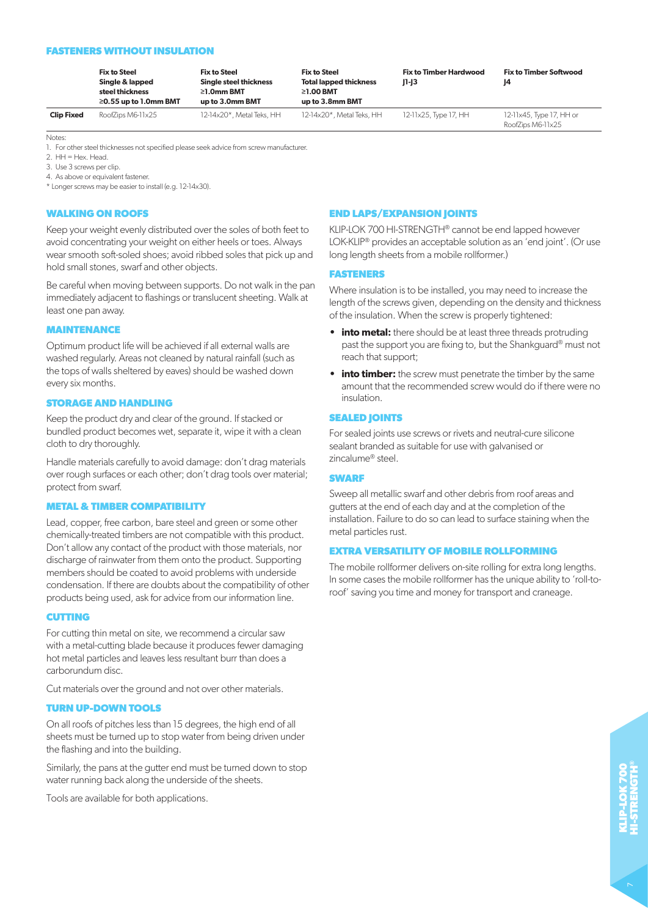## FASTENERS WITHOUT INSULATION

| | Fix to Steel Single & lapped steel thickness ≥0.55 up to 1.0mm BMT | Fix to Steel Single steel thickness ≥1.0mm BMT up to 3.0mm BMT | Fix to Steel Total lapped thickness ≥1.00 BMT up to 3.8mm BMT | Fix to Timber Hardwood J1-J3 | Fix to Timber Softwood J4 |
|---|---|---|---|---|---|
| **Clip Fixed** | RoofZips M6-11x25 | 12-14x20*, Metal Teks, HH | 12-14x20*, Metal Teks, HH | 12-11x25, Type 17, HH | 12-11x45, Type 17, HH or RoofZips M6-11x25 |

Notes:

1. For other steel thicknesses not specified please seek advice from screw manufacturer.
2. HH = Hex. Head.
3. Use 3 screws per clip.
4. As above or equivalent fastener.

\* Longer screws may be easier to install (e.g. 12-14x30).

## WALKING ON ROOFS

Keep your weight evenly distributed over the soles of both feet to avoid concentrating your weight on either heels or toes. Always wear smooth soft-soled shoes; avoid ribbed soles that pick up and hold small stones, swarf and other objects.

Be careful when moving between supports. Do not walk in the pan immediately adjacent to flashings or translucent sheeting. Walk at least one pan away.

## MAINTENANCE

Optimum product life will be achieved if all external walls are washed regularly. Areas not cleaned by natural rainfall (such as the tops of walls sheltered by eaves) should be washed down every six months.

## STORAGE AND HANDLING

Keep the product dry and clear of the ground. If stacked or bundled product becomes wet, separate it, wipe it with a clean cloth to dry thoroughly.

Handle materials carefully to avoid damage: don't drag materials over rough surfaces or each other; don't drag tools over material; protect from swarf.

## METAL & TIMBER COMPATIBILITY

Lead, copper, free carbon, bare steel and green or some other chemically-treated timbers are not compatible with this product. Don't allow any contact of the product with those materials, nor discharge of rainwater from them onto the product. Supporting members should be coated to avoid problems with underside condensation. If there are doubts about the compatibility of other products being used, ask for advice from our information line.

## CUTTING

For cutting thin metal on site, we recommend a circular saw with a metal-cutting blade because it produces fewer damaging hot metal particles and leaves less resultant burr than does a carborundum disc.

Cut materials over the ground and not over other materials.

## TURN UP-DOWN TOOLS

On all roofs of pitches less than 15 degrees, the high end of all sheets must be turned up to stop water from being driven under the flashing and into the building.

Similarly, the pans at the gutter end must be turned down to stop water running back along the underside of the sheets.

Tools are available for both applications.

## END LAPS/EXPANSION JOINTS

KLIP-LOK 700 HI-STRENGTH® cannot be end lapped however LOK-KLIP® provides an acceptable solution as an 'end joint'. (Or use long length sheets from a mobile rollformer.)

## FASTENERS

Where insulation is to be installed, you may need to increase the length of the screws given, depending on the density and thickness of the insulation. When the screw is properly tightened:

- **into metal:** there should be at least three threads protruding past the support you are fixing to, but the Shankguard® must not reach that support;
- **into timber:** the screw must penetrate the timber by the same amount that the recommended screw would do if there were no insulation.

## SEALED JOINTS

For sealed joints use screws or rivets and neutral-cure silicone sealant branded as suitable for use with galvanised or zincalume® steel.

## SWARF

Sweep all metallic swarf and other debris from roof areas and gutters at the end of each day and at the completion of the installation. Failure to do so can lead to surface staining when the metal particles rust.

## EXTRA VERSATILITY OF MOBILE ROLLFORMING

The mobile rollformer delivers on-site rolling for extra long lengths. In some cases the mobile rollformer has the unique ability to 'roll-to-roof' saving you time and money for transport and craneage.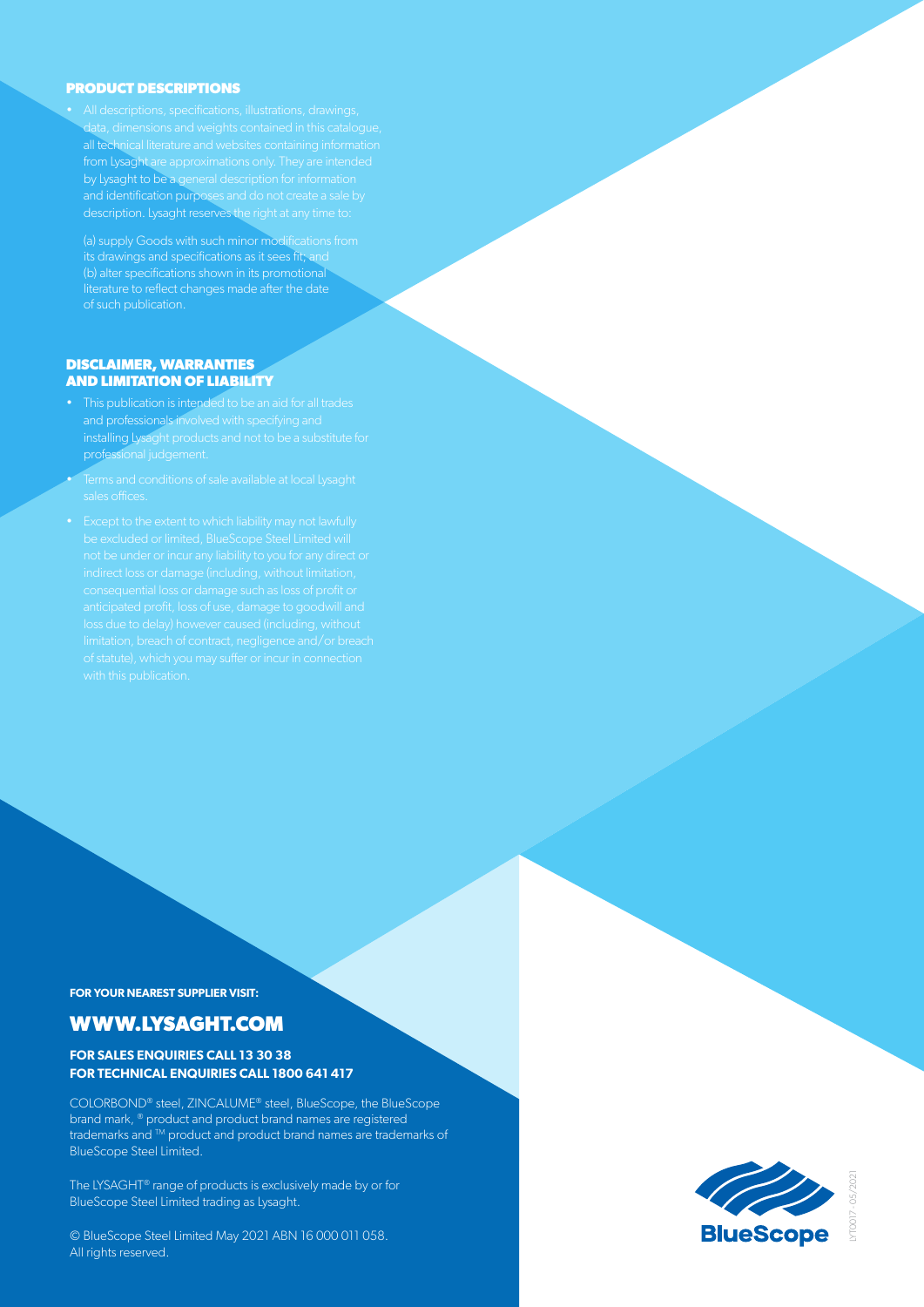## PRODUCT DESCRIPTIONS

- All descriptions, specifications, illustrations, drawings, data, dimensions and weights contained in this catalogue, all technical literature and websites containing information from Lysaght are approximations only. They are intended by Lysaght to be a general description for information and identification purposes and do not create a sale by description. Lysaght reserves the right at any time to:

  (a) supply Goods with such minor modifications from its drawings and specifications as it sees fit; and
  (b) alter specifications shown in its promotional literature to reflect changes made after the date of such publication.

## DISCLAIMER, WARRANTIES AND LIMITATION OF LIABILITY

- This publication is intended to be an aid for all trades and professionals involved with specifying and installing Lysaght products and not to be a substitute for professional judgement.
- Terms and conditions of sale available at local Lysaght sales offices.
- Except to the extent to which liability may not lawfully be excluded or limited, BlueScope Steel Limited will not be under or incur any liability to you for any direct or indirect loss or damage (including, without limitation, consequential loss or damage such as loss of profit or anticipated profit, loss of use, damage to goodwill and loss due to delay) however caused (including, without limitation, breach of contract, negligence and/or breach of statute), which you may suffer or incur in connection with this publication.

**FOR YOUR NEAREST SUPPLIER VISIT:**

## WWW.LYSAGHT.COM

**FOR SALES ENQUIRIES CALL 13 30 38**
**FOR TECHNICAL ENQUIRIES CALL 1800 641 417**

COLORBOND® steel, ZINCALUME® steel, BlueScope, the BlueScope brand mark, ® product and product brand names are registered trademarks and ™ product and product brand names are trademarks of BlueScope Steel Limited.

The LYSAGHT® range of products is exclusively made by or for BlueScope Steel Limited trading as Lysaght.

© BlueScope Steel Limited May 2021 ABN 16 000 011 058. All rights reserved.

BlueScope

LYT0017 · 05/2021